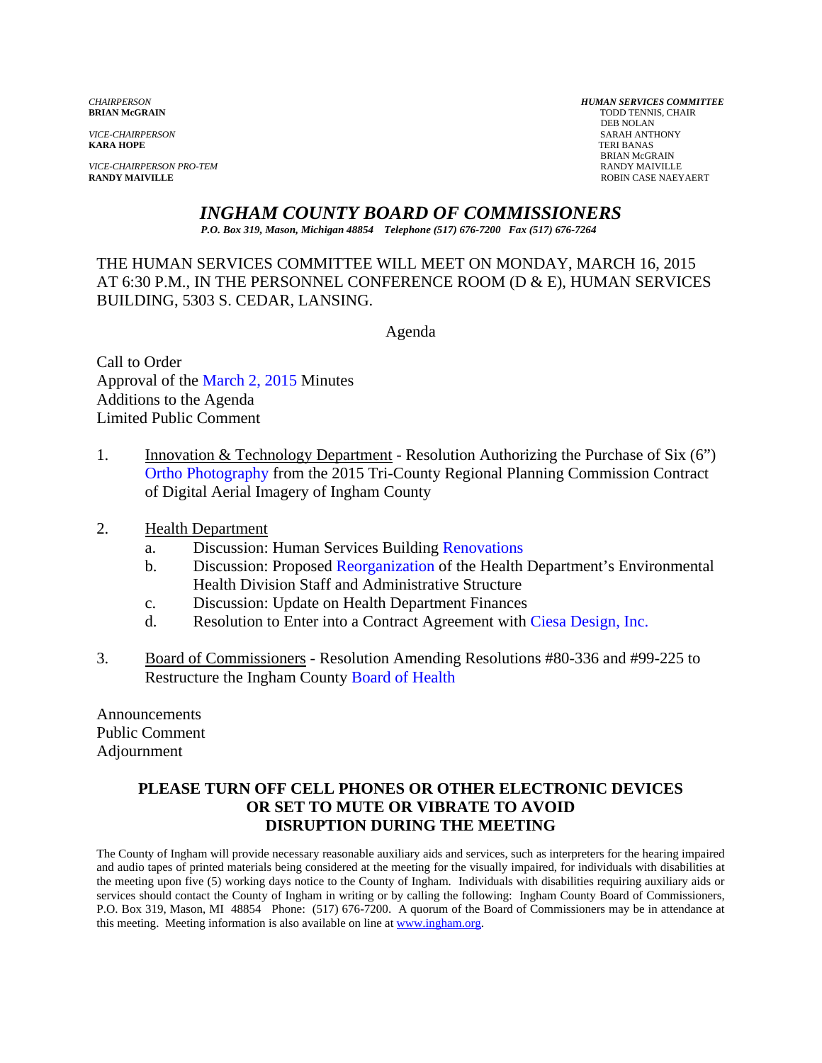*CHAIRPERSON*
**BRIAN McGRAIN**

*VICE-CHAIRPERSON*
**KARA HOPE**

*VICE-CHAIRPERSON PRO-TEM*
**RANDY MAIVILLE**

***HUMAN SERVICES COMMITTEE***
TODD TENNIS, CHAIR
DEB NOLAN
SARAH ANTHONY
TERI BANAS
BRIAN McGRAIN
RANDY MAIVILLE
ROBIN CASE NAEYAERT

# *INGHAM COUNTY BOARD OF COMMISSIONERS*

***P.O. Box 319, Mason, Michigan 48854 Telephone (517) 676-7200 Fax (517) 676-7264***

THE HUMAN SERVICES COMMITTEE WILL MEET ON MONDAY, MARCH 16, 2015 AT 6:30 P.M., IN THE PERSONNEL CONFERENCE ROOM (D & E), HUMAN SERVICES BUILDING, 5303 S. CEDAR, LANSING.

Agenda

Call to Order
Approval of the March 2, 2015 Minutes
Additions to the Agenda
Limited Public Comment

1. Innovation & Technology Department - Resolution Authorizing the Purchase of Six (6") Ortho Photography from the 2015 Tri-County Regional Planning Commission Contract of Digital Aerial Imagery of Ingham County

2. Health Department
   a. Discussion: Human Services Building Renovations
   b. Discussion: Proposed Reorganization of the Health Department's Environmental Health Division Staff and Administrative Structure
   c. Discussion: Update on Health Department Finances
   d. Resolution to Enter into a Contract Agreement with Ciesa Design, Inc.

3. Board of Commissioners - Resolution Amending Resolutions #80-336 and #99-225 to Restructure the Ingham County Board of Health

Announcements
Public Comment
Adjournment

**PLEASE TURN OFF CELL PHONES OR OTHER ELECTRONIC DEVICES OR SET TO MUTE OR VIBRATE TO AVOID DISRUPTION DURING THE MEETING**

The County of Ingham will provide necessary reasonable auxiliary aids and services, such as interpreters for the hearing impaired and audio tapes of printed materials being considered at the meeting for the visually impaired, for individuals with disabilities at the meeting upon five (5) working days notice to the County of Ingham. Individuals with disabilities requiring auxiliary aids or services should contact the County of Ingham in writing or by calling the following: Ingham County Board of Commissioners, P.O. Box 319, Mason, MI 48854 Phone: (517) 676-7200. A quorum of the Board of Commissioners may be in attendance at this meeting. Meeting information is also available on line at www.ingham.org.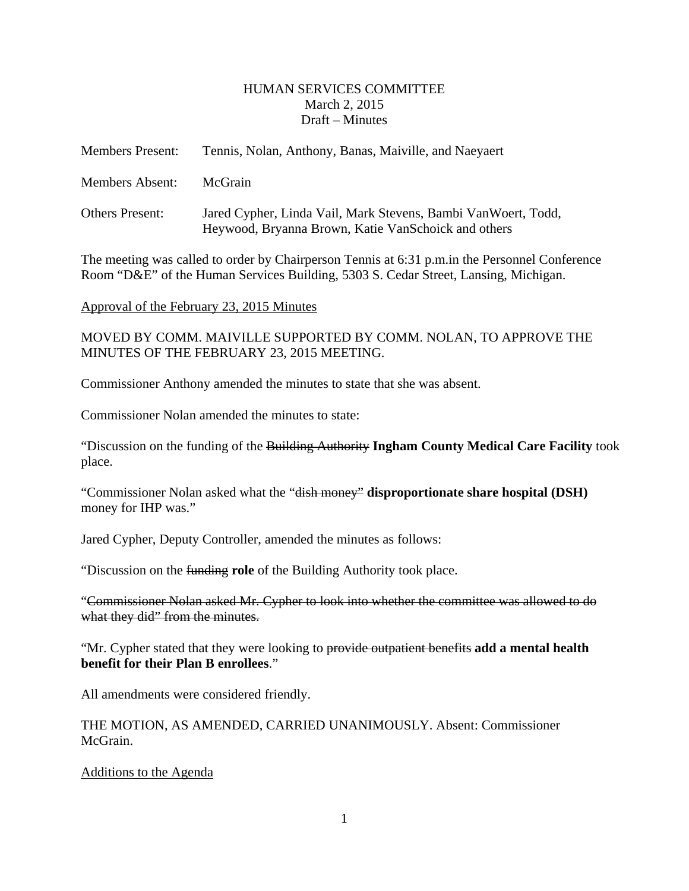HUMAN SERVICES COMMITTEE
March 2, 2015
Draft – Minutes

| | |
|---|---|
| Members Present: | Tennis, Nolan, Anthony, Banas, Maiville, and Naeyaert |
| Members Absent: | McGrain |
| Others Present: | Jared Cypher, Linda Vail, Mark Stevens, Bambi VanWoert, Todd, Heywood, Bryanna Brown, Katie VanSchoick and others |

The meeting was called to order by Chairperson Tennis at 6:31 p.m.in the Personnel Conference Room "D&E" of the Human Services Building, 5303 S. Cedar Street, Lansing, Michigan.

Approval of the February 23, 2015 Minutes

MOVED BY COMM. MAIVILLE SUPPORTED BY COMM. NOLAN, TO APPROVE THE MINUTES OF THE FEBRUARY 23, 2015 MEETING.

Commissioner Anthony amended the minutes to state that she was absent.

Commissioner Nolan amended the minutes to state:

"Discussion on the funding of the ~~Building Authority~~ **Ingham County Medical Care Facility** took place.

"Commissioner Nolan asked what the "~~dish money"~~ **disproportionate share hospital (DSH)** money for IHP was."

Jared Cypher, Deputy Controller, amended the minutes as follows:

"Discussion on the ~~funding~~ **role** of the Building Authority took place.

~~"Commissioner Nolan asked Mr. Cypher to look into whether the committee was allowed to do what they did" from the minutes.~~

"Mr. Cypher stated that they were looking to ~~provide outpatient benefits~~ **add a mental health benefit for their Plan B enrollees**."

All amendments were considered friendly.

THE MOTION, AS AMENDED, CARRIED UNANIMOUSLY. Absent: Commissioner McGrain.

Additions to the Agenda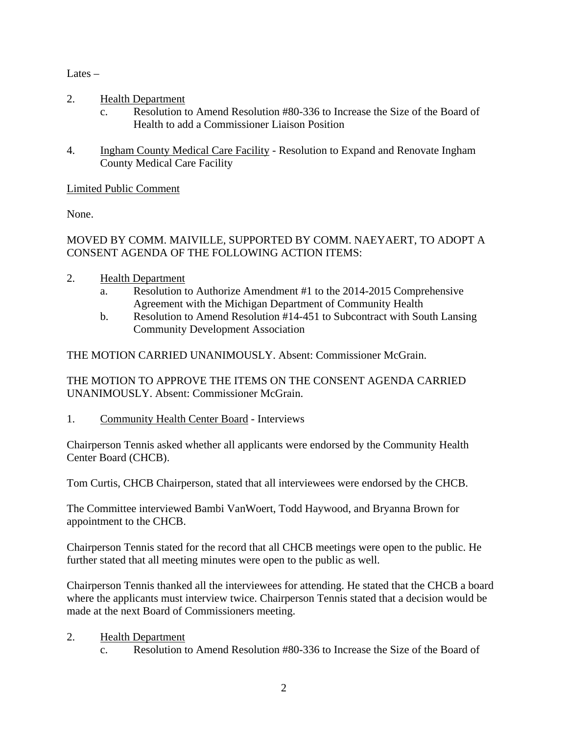Lates –

2. Health Department
   c. Resolution to Amend Resolution #80-336 to Increase the Size of the Board of Health to add a Commissioner Liaison Position

4. Ingham County Medical Care Facility - Resolution to Expand and Renovate Ingham County Medical Care Facility

Limited Public Comment

None.

MOVED BY COMM. MAIVILLE, SUPPORTED BY COMM. NAEYAERT, TO ADOPT A CONSENT AGENDA OF THE FOLLOWING ACTION ITEMS:

2. Health Department
   a. Resolution to Authorize Amendment #1 to the 2014-2015 Comprehensive Agreement with the Michigan Department of Community Health
   b. Resolution to Amend Resolution #14-451 to Subcontract with South Lansing Community Development Association

THE MOTION CARRIED UNANIMOUSLY. Absent: Commissioner McGrain.

THE MOTION TO APPROVE THE ITEMS ON THE CONSENT AGENDA CARRIED UNANIMOUSLY. Absent: Commissioner McGrain.

1. Community Health Center Board - Interviews

Chairperson Tennis asked whether all applicants were endorsed by the Community Health Center Board (CHCB).

Tom Curtis, CHCB Chairperson, stated that all interviewees were endorsed by the CHCB.

The Committee interviewed Bambi VanWoert, Todd Haywood, and Bryanna Brown for appointment to the CHCB.

Chairperson Tennis stated for the record that all CHCB meetings were open to the public. He further stated that all meeting minutes were open to the public as well.

Chairperson Tennis thanked all the interviewees for attending. He stated that the CHCB a board where the applicants must interview twice. Chairperson Tennis stated that a decision would be made at the next Board of Commissioners meeting.

2. Health Department
   c. Resolution to Amend Resolution #80-336 to Increase the Size of the Board of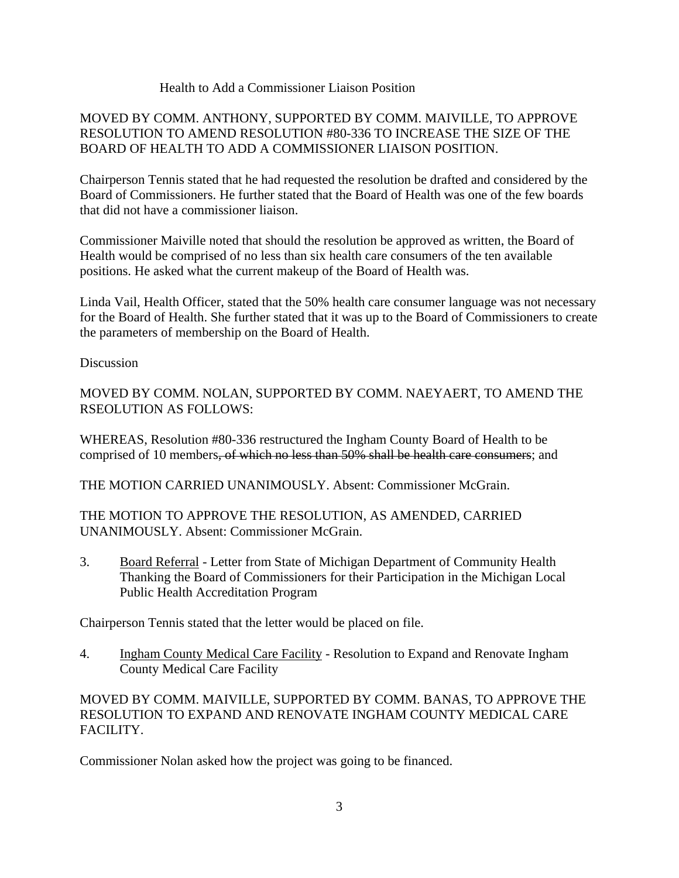Health to Add a Commissioner Liaison Position

MOVED BY COMM. ANTHONY, SUPPORTED BY COMM. MAIVILLE, TO APPROVE RESOLUTION TO AMEND RESOLUTION #80-336 TO INCREASE THE SIZE OF THE BOARD OF HEALTH TO ADD A COMMISSIONER LIAISON POSITION.

Chairperson Tennis stated that he had requested the resolution be drafted and considered by the Board of Commissioners. He further stated that the Board of Health was one of the few boards that did not have a commissioner liaison.

Commissioner Maiville noted that should the resolution be approved as written, the Board of Health would be comprised of no less than six health care consumers of the ten available positions. He asked what the current makeup of the Board of Health was.

Linda Vail, Health Officer, stated that the 50% health care consumer language was not necessary for the Board of Health. She further stated that it was up to the Board of Commissioners to create the parameters of membership on the Board of Health.

Discussion

MOVED BY COMM. NOLAN, SUPPORTED BY COMM. NAEYAERT, TO AMEND THE RSEOLUTION AS FOLLOWS:

WHEREAS, Resolution #80-336 restructured the Ingham County Board of Health to be comprised of 10 members~~, of which no less than 50% shall be health care consumers~~; and

THE MOTION CARRIED UNANIMOUSLY. Absent: Commissioner McGrain.

THE MOTION TO APPROVE THE RESOLUTION, AS AMENDED, CARRIED UNANIMOUSLY. Absent: Commissioner McGrain.

3. Board Referral - Letter from State of Michigan Department of Community Health Thanking the Board of Commissioners for their Participation in the Michigan Local Public Health Accreditation Program

Chairperson Tennis stated that the letter would be placed on file.

4. Ingham County Medical Care Facility - Resolution to Expand and Renovate Ingham County Medical Care Facility

MOVED BY COMM. MAIVILLE, SUPPORTED BY COMM. BANAS, TO APPROVE THE RESOLUTION TO EXPAND AND RENOVATE INGHAM COUNTY MEDICAL CARE FACILITY.

Commissioner Nolan asked how the project was going to be financed.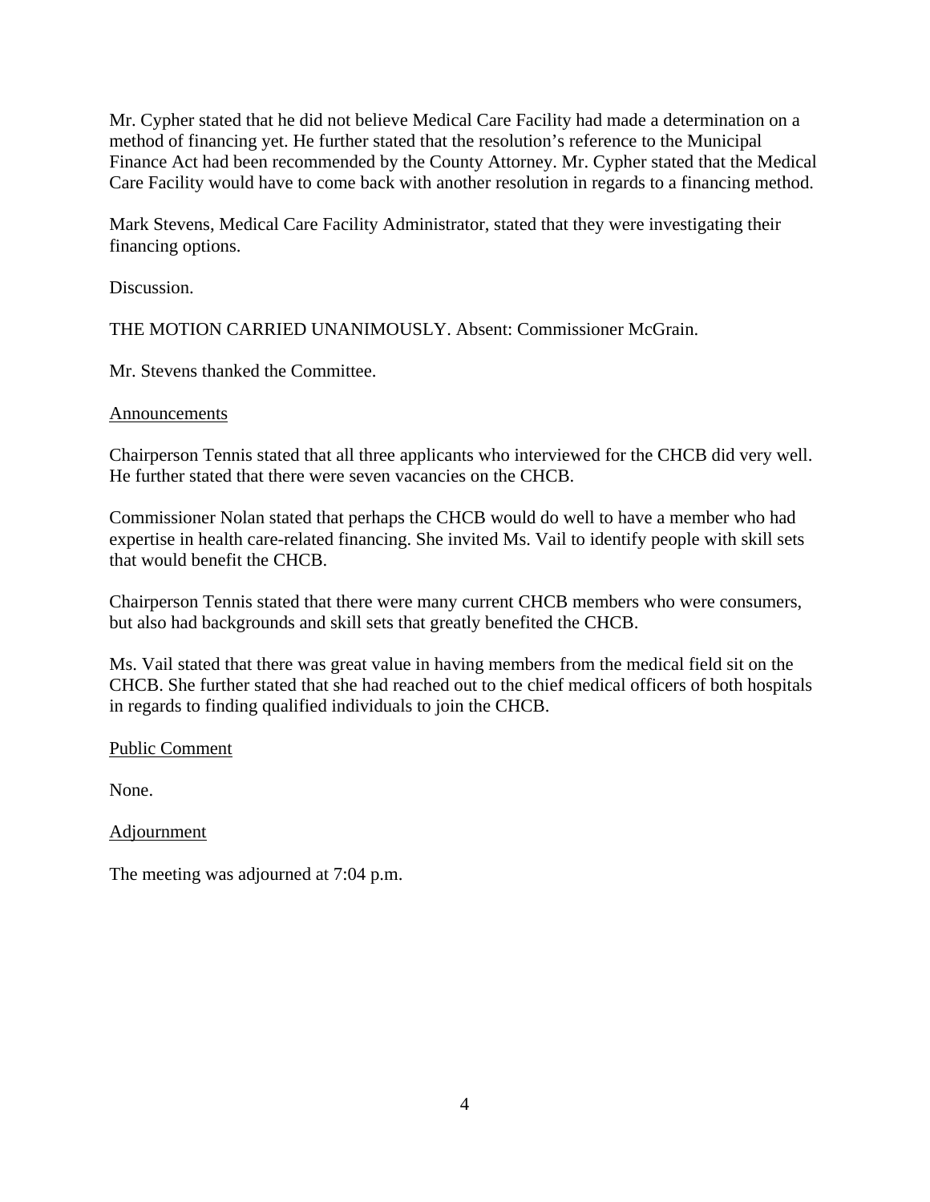Mr. Cypher stated that he did not believe Medical Care Facility had made a determination on a method of financing yet. He further stated that the resolution's reference to the Municipal Finance Act had been recommended by the County Attorney. Mr. Cypher stated that the Medical Care Facility would have to come back with another resolution in regards to a financing method.

Mark Stevens, Medical Care Facility Administrator, stated that they were investigating their financing options.

Discussion.

THE MOTION CARRIED UNANIMOUSLY. Absent: Commissioner McGrain.

Mr. Stevens thanked the Committee.

Announcements

Chairperson Tennis stated that all three applicants who interviewed for the CHCB did very well. He further stated that there were seven vacancies on the CHCB.

Commissioner Nolan stated that perhaps the CHCB would do well to have a member who had expertise in health care-related financing. She invited Ms. Vail to identify people with skill sets that would benefit the CHCB.

Chairperson Tennis stated that there were many current CHCB members who were consumers, but also had backgrounds and skill sets that greatly benefited the CHCB.

Ms. Vail stated that there was great value in having members from the medical field sit on the CHCB. She further stated that she had reached out to the chief medical officers of both hospitals in regards to finding qualified individuals to join the CHCB.

Public Comment

None.

Adjournment

The meeting was adjourned at 7:04 p.m.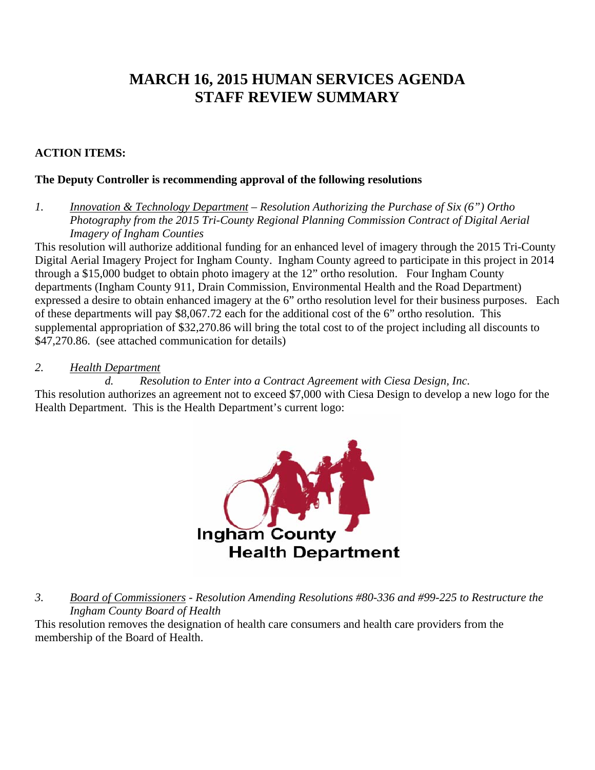# MARCH 16, 2015 HUMAN SERVICES AGENDA
# STAFF REVIEW SUMMARY

## ACTION ITEMS:

**The Deputy Controller is recommending approval of the following resolutions**

*1.* *Innovation & Technology Department – Resolution Authorizing the Purchase of Six (6") Ortho Photography from the 2015 Tri-County Regional Planning Commission Contract of Digital Aerial Imagery of Ingham Counties*

This resolution will authorize additional funding for an enhanced level of imagery through the 2015 Tri-County Digital Aerial Imagery Project for Ingham County. Ingham County agreed to participate in this project in 2014 through a $15,000 budget to obtain photo imagery at the 12" ortho resolution. Four Ingham County departments (Ingham County 911, Drain Commission, Environmental Health and the Road Department) expressed a desire to obtain enhanced imagery at the 6" ortho resolution level for their business purposes. Each of these departments will pay $8,067.72 each for the additional cost of the 6" ortho resolution. This supplemental appropriation of $32,270.86 will bring the total cost to of the project including all discounts to $47,270.86. (see attached communication for details)

*2.* *Health Department*

*d. Resolution to Enter into a Contract Agreement with Ciesa Design, Inc.*

This resolution authorizes an agreement not to exceed $7,000 with Ciesa Design to develop a new logo for the Health Department. This is the Health Department's current logo:

*3.* *Board of Commissioners - Resolution Amending Resolutions #80-336 and #99-225 to Restructure the Ingham County Board of Health*

This resolution removes the designation of health care consumers and health care providers from the membership of the Board of Health.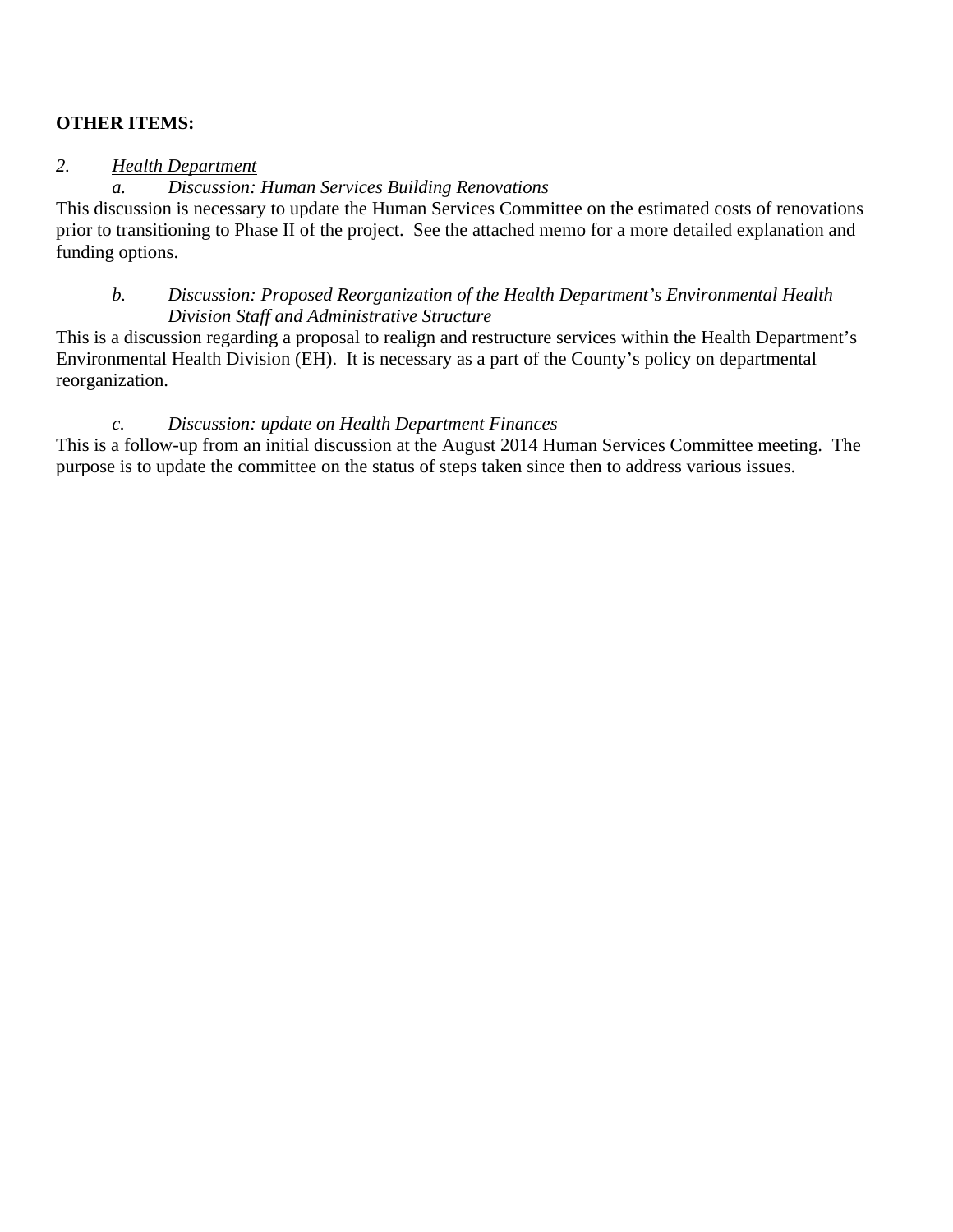**OTHER ITEMS:**

*2. <u>Health Department</u>*

*a. Discussion: Human Services Building Renovations*

This discussion is necessary to update the Human Services Committee on the estimated costs of renovations prior to transitioning to Phase II of the project. See the attached memo for a more detailed explanation and funding options.

*b. Discussion: Proposed Reorganization of the Health Department's Environmental Health Division Staff and Administrative Structure*

This is a discussion regarding a proposal to realign and restructure services within the Health Department's Environmental Health Division (EH). It is necessary as a part of the County's policy on departmental reorganization.

*c. Discussion: update on Health Department Finances*

This is a follow-up from an initial discussion at the August 2014 Human Services Committee meeting. The purpose is to update the committee on the status of steps taken since then to address various issues.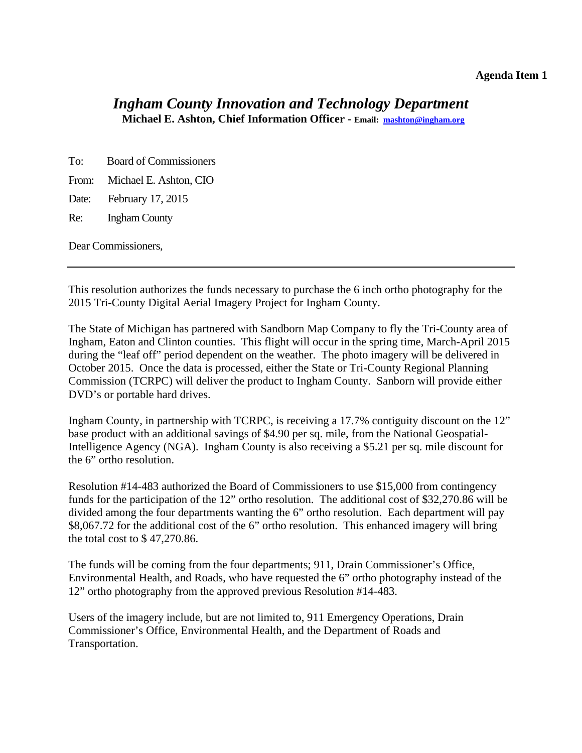**Agenda Item 1**

# *Ingham County Innovation and Technology Department*

**Michael E. Ashton, Chief Information Officer - Email: mashton@ingham.org**

To: Board of Commissioners

From: Michael E. Ashton, CIO

Date: February 17, 2015

Re: Ingham County

Dear Commissioners,

---

This resolution authorizes the funds necessary to purchase the 6 inch ortho photography for the 2015 Tri-County Digital Aerial Imagery Project for Ingham County.

The State of Michigan has partnered with Sandborn Map Company to fly the Tri-County area of Ingham, Eaton and Clinton counties. This flight will occur in the spring time, March-April 2015 during the "leaf off" period dependent on the weather. The photo imagery will be delivered in October 2015. Once the data is processed, either the State or Tri-County Regional Planning Commission (TCRPC) will deliver the product to Ingham County. Sanborn will provide either DVD's or portable hard drives.

Ingham County, in partnership with TCRPC, is receiving a 17.7% contiguity discount on the 12" base product with an additional savings of $4.90 per sq. mile, from the National Geospatial-Intelligence Agency (NGA). Ingham County is also receiving a $5.21 per sq. mile discount for the 6" ortho resolution.

Resolution #14-483 authorized the Board of Commissioners to use $15,000 from contingency funds for the participation of the 12" ortho resolution. The additional cost of $32,270.86 will be divided among the four departments wanting the 6" ortho resolution. Each department will pay $8,067.72 for the additional cost of the 6" ortho resolution. This enhanced imagery will bring the total cost to $ 47,270.86.

The funds will be coming from the four departments; 911, Drain Commissioner's Office, Environmental Health, and Roads, who have requested the 6" ortho photography instead of the 12" ortho photography from the approved previous Resolution #14-483.

Users of the imagery include, but are not limited to, 911 Emergency Operations, Drain Commissioner's Office, Environmental Health, and the Department of Roads and Transportation.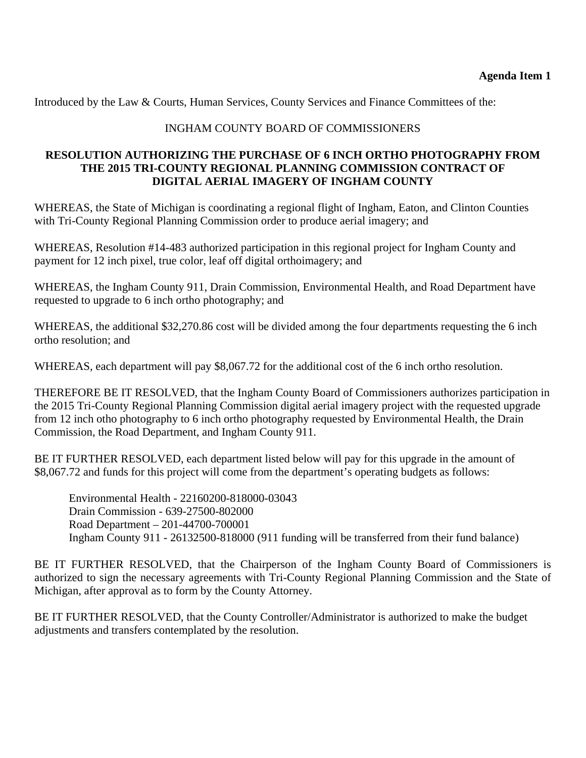**Agenda Item 1**

Introduced by the Law & Courts, Human Services, County Services and Finance Committees of the:

INGHAM COUNTY BOARD OF COMMISSIONERS

**RESOLUTION AUTHORIZING THE PURCHASE OF 6 INCH ORTHO PHOTOGRAPHY FROM THE 2015 TRI-COUNTY REGIONAL PLANNING COMMISSION CONTRACT OF DIGITAL AERIAL IMAGERY OF INGHAM COUNTY**

WHEREAS, the State of Michigan is coordinating a regional flight of Ingham, Eaton, and Clinton Counties with Tri-County Regional Planning Commission order to produce aerial imagery; and

WHEREAS, Resolution #14-483 authorized participation in this regional project for Ingham County and payment for 12 inch pixel, true color, leaf off digital orthoimagery; and

WHEREAS, the Ingham County 911, Drain Commission, Environmental Health, and Road Department have requested to upgrade to 6 inch ortho photography; and

WHEREAS, the additional $32,270.86 cost will be divided among the four departments requesting the 6 inch ortho resolution; and

WHEREAS, each department will pay $8,067.72 for the additional cost of the 6 inch ortho resolution.

THEREFORE BE IT RESOLVED, that the Ingham County Board of Commissioners authorizes participation in the 2015 Tri-County Regional Planning Commission digital aerial imagery project with the requested upgrade from 12 inch otho photography to 6 inch ortho photography requested by Environmental Health, the Drain Commission, the Road Department, and Ingham County 911.

BE IT FURTHER RESOLVED, each department listed below will pay for this upgrade in the amount of $8,067.72 and funds for this project will come from the department's operating budgets as follows:

Environmental Health - 22160200-818000-03043
Drain Commission - 639-27500-802000
Road Department – 201-44700-700001
Ingham County 911 - 26132500-818000 (911 funding will be transferred from their fund balance)

BE IT FURTHER RESOLVED, that the Chairperson of the Ingham County Board of Commissioners is authorized to sign the necessary agreements with Tri-County Regional Planning Commission and the State of Michigan, after approval as to form by the County Attorney.

BE IT FURTHER RESOLVED, that the County Controller/Administrator is authorized to make the budget adjustments and transfers contemplated by the resolution.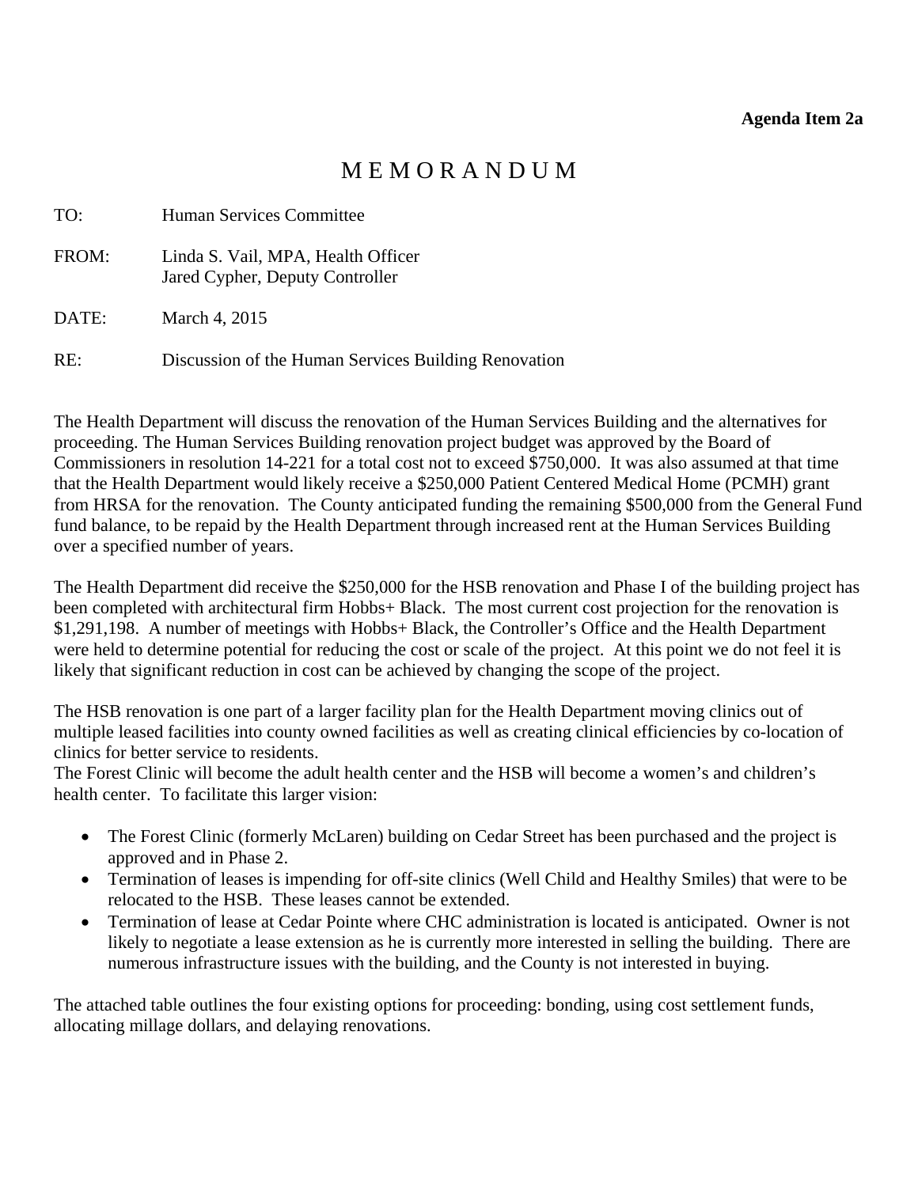**Agenda Item 2a**

# M E M O R A N D U M

TO: Human Services Committee

FROM: Linda S. Vail, MPA, Health Officer
Jared Cypher, Deputy Controller

DATE: March 4, 2015

RE: Discussion of the Human Services Building Renovation

The Health Department will discuss the renovation of the Human Services Building and the alternatives for proceeding. The Human Services Building renovation project budget was approved by the Board of Commissioners in resolution 14-221 for a total cost not to exceed $750,000. It was also assumed at that time that the Health Department would likely receive a $250,000 Patient Centered Medical Home (PCMH) grant from HRSA for the renovation. The County anticipated funding the remaining $500,000 from the General Fund fund balance, to be repaid by the Health Department through increased rent at the Human Services Building over a specified number of years.

The Health Department did receive the $250,000 for the HSB renovation and Phase I of the building project has been completed with architectural firm Hobbs+ Black. The most current cost projection for the renovation is $1,291,198. A number of meetings with Hobbs+ Black, the Controller's Office and the Health Department were held to determine potential for reducing the cost or scale of the project. At this point we do not feel it is likely that significant reduction in cost can be achieved by changing the scope of the project.

The HSB renovation is one part of a larger facility plan for the Health Department moving clinics out of multiple leased facilities into county owned facilities as well as creating clinical efficiencies by co-location of clinics for better service to residents.
The Forest Clinic will become the adult health center and the HSB will become a women's and children's health center. To facilitate this larger vision:

- The Forest Clinic (formerly McLaren) building on Cedar Street has been purchased and the project is approved and in Phase 2.
- Termination of leases is impending for off-site clinics (Well Child and Healthy Smiles) that were to be relocated to the HSB. These leases cannot be extended.
- Termination of lease at Cedar Pointe where CHC administration is located is anticipated. Owner is not likely to negotiate a lease extension as he is currently more interested in selling the building. There are numerous infrastructure issues with the building, and the County is not interested in buying.

The attached table outlines the four existing options for proceeding: bonding, using cost settlement funds, allocating millage dollars, and delaying renovations.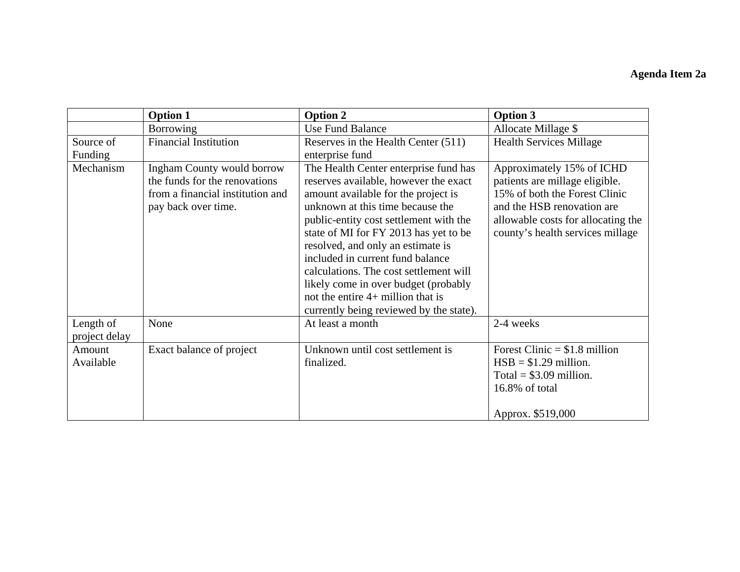**Agenda Item 2a**

| | Option 1 | Option 2 | Option 3 |
|---|---|---|---|
| | Borrowing | Use Fund Balance | Allocate Millage $ |
| Source of Funding | Financial Institution | Reserves in the Health Center (511) enterprise fund | Health Services Millage |
| Mechanism | Ingham County would borrow the funds for the renovations from a financial institution and pay back over time. | The Health Center enterprise fund has reserves available, however the exact amount available for the project is unknown at this time because the public-entity cost settlement with the state of MI for FY 2013 has yet to be resolved, and only an estimate is included in current fund balance calculations. The cost settlement will likely come in over budget (probably not the entire 4+ million that is currently being reviewed by the state). | Approximately 15% of ICHD patients are millage eligible. 15% of both the Forest Clinic and the HSB renovation are allowable costs for allocating the county's health services millage |
| Length of project delay | None | At least a month | 2-4 weeks |
| Amount Available | Exact balance of project | Unknown until cost settlement is finalized. | Forest Clinic = $1.8 million<br>HSB = $1.29 million.<br>Total = $3.09 million.<br>16.8% of total<br><br>Approx. $519,000 |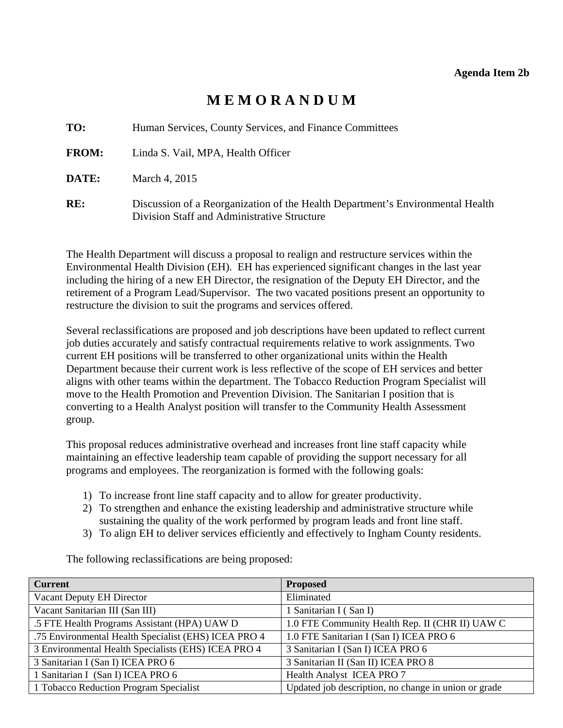Agenda Item 2b

# MEMORANDUM

**TO:** Human Services, County Services, and Finance Committees

**FROM:** Linda S. Vail, MPA, Health Officer

**DATE:** March 4, 2015

**RE:** Discussion of a Reorganization of the Health Department's Environmental Health Division Staff and Administrative Structure

The Health Department will discuss a proposal to realign and restructure services within the Environmental Health Division (EH). EH has experienced significant changes in the last year including the hiring of a new EH Director, the resignation of the Deputy EH Director, and the retirement of a Program Lead/Supervisor. The two vacated positions present an opportunity to restructure the division to suit the programs and services offered.

Several reclassifications are proposed and job descriptions have been updated to reflect current job duties accurately and satisfy contractual requirements relative to work assignments. Two current EH positions will be transferred to other organizational units within the Health Department because their current work is less reflective of the scope of EH services and better aligns with other teams within the department. The Tobacco Reduction Program Specialist will move to the Health Promotion and Prevention Division. The Sanitarian I position that is converting to a Health Analyst position will transfer to the Community Health Assessment group.

This proposal reduces administrative overhead and increases front line staff capacity while maintaining an effective leadership team capable of providing the support necessary for all programs and employees. The reorganization is formed with the following goals:

1) To increase front line staff capacity and to allow for greater productivity.
2) To strengthen and enhance the existing leadership and administrative structure while sustaining the quality of the work performed by program leads and front line staff.
3) To align EH to deliver services efficiently and effectively to Ingham County residents.

The following reclassifications are being proposed:

| Current | Proposed |
|---|---|
| Vacant Deputy EH Director | Eliminated |
| Vacant Sanitarian III (San III) | 1 Sanitarian I ( San I) |
| .5 FTE Health Programs Assistant (HPA) UAW D | 1.0 FTE Community Health Rep. II (CHR II) UAW C |
| .75 Environmental Health Specialist (EHS) ICEA PRO 4 | 1.0 FTE Sanitarian I (San I) ICEA PRO 6 |
| 3 Environmental Health Specialists (EHS) ICEA PRO 4 | 3 Sanitarian I (San I) ICEA PRO 6 |
| 3 Sanitarian I (San I) ICEA PRO 6 | 3 Sanitarian II (San II) ICEA PRO 8 |
| 1 Sanitarian I (San I) ICEA PRO 6 | Health Analyst ICEA PRO 7 |
| 1 Tobacco Reduction Program Specialist | Updated job description, no change in union or grade |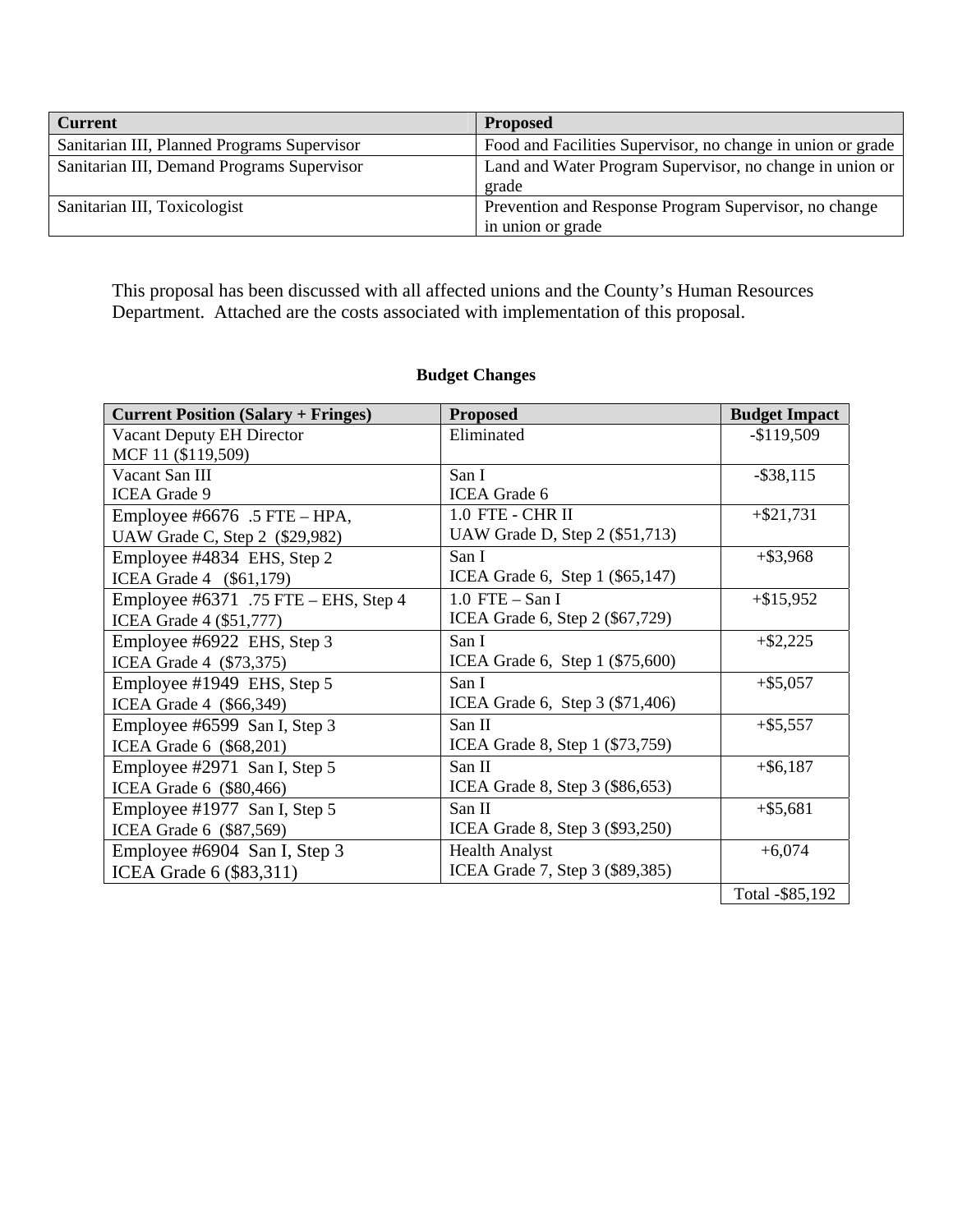| Current | Proposed |
| --- | --- |
| Sanitarian III, Planned Programs Supervisor | Food and Facilities Supervisor, no change in union or grade |
| Sanitarian III, Demand Programs Supervisor | Land and Water Program Supervisor, no change in union or grade |
| Sanitarian III, Toxicologist | Prevention and Response Program Supervisor, no change in union or grade |

This proposal has been discussed with all affected unions and the County's Human Resources Department. Attached are the costs associated with implementation of this proposal.

**Budget Changes**

| Current Position (Salary + Fringes) | Proposed | Budget Impact |
| --- | --- | --- |
| Vacant Deputy EH Director MCF 11 ($119,509) | Eliminated | -$119,509 |
| Vacant San III ICEA Grade 9 | San I ICEA Grade 6 | -$38,115 |
| Employee #6676 .5 FTE – HPA, UAW Grade C, Step 2 ($29,982) | 1.0 FTE - CHR II UAW Grade D, Step 2 ($51,713) | +$21,731 |
| Employee #4834 EHS, Step 2 ICEA Grade 4 ($61,179) | San I ICEA Grade 6, Step 1 ($65,147) | +$3,968 |
| Employee #6371 .75 FTE – EHS, Step 4 ICEA Grade 4 ($51,777) | 1.0 FTE – San I ICEA Grade 6, Step 2 ($67,729) | +$15,952 |
| Employee #6922 EHS, Step 3 ICEA Grade 4 ($73,375) | San I ICEA Grade 6, Step 1 ($75,600) | +$2,225 |
| Employee #1949 EHS, Step 5 ICEA Grade 4 ($66,349) | San I ICEA Grade 6, Step 3 ($71,406) | +$5,057 |
| Employee #6599 San I, Step 3 ICEA Grade 6 ($68,201) | San II ICEA Grade 8, Step 1 ($73,759) | +$5,557 |
| Employee #2971 San I, Step 5 ICEA Grade 6 ($80,466) | San II ICEA Grade 8, Step 3 ($86,653) | +$6,187 |
| Employee #1977 San I, Step 5 ICEA Grade 6 ($87,569) | San II ICEA Grade 8, Step 3 ($93,250) | +$5,681 |
| Employee #6904 San I, Step 3 ICEA Grade 6 ($83,311) | Health Analyst ICEA Grade 7, Step 3 ($89,385) | +6,074 |
| | | Total -$85,192 |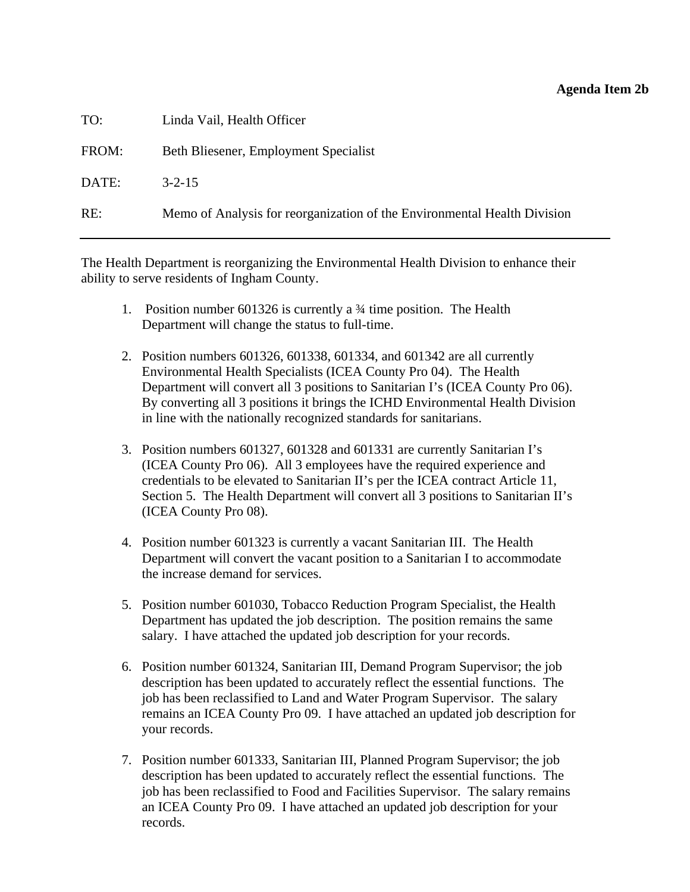**Agenda Item 2b**

TO: Linda Vail, Health Officer

FROM: Beth Bliesener, Employment Specialist

DATE: 3-2-15

RE: Memo of Analysis for reorganization of the Environmental Health Division

---

The Health Department is reorganizing the Environmental Health Division to enhance their ability to serve residents of Ingham County.

1. Position number 601326 is currently a ¾ time position. The Health Department will change the status to full-time.

2. Position numbers 601326, 601338, 601334, and 601342 are all currently Environmental Health Specialists (ICEA County Pro 04). The Health Department will convert all 3 positions to Sanitarian I's (ICEA County Pro 06). By converting all 3 positions it brings the ICHD Environmental Health Division in line with the nationally recognized standards for sanitarians.

3. Position numbers 601327, 601328 and 601331 are currently Sanitarian I's (ICEA County Pro 06). All 3 employees have the required experience and credentials to be elevated to Sanitarian II's per the ICEA contract Article 11, Section 5. The Health Department will convert all 3 positions to Sanitarian II's (ICEA County Pro 08).

4. Position number 601323 is currently a vacant Sanitarian III. The Health Department will convert the vacant position to a Sanitarian I to accommodate the increase demand for services.

5. Position number 601030, Tobacco Reduction Program Specialist, the Health Department has updated the job description. The position remains the same salary. I have attached the updated job description for your records.

6. Position number 601324, Sanitarian III, Demand Program Supervisor; the job description has been updated to accurately reflect the essential functions. The job has been reclassified to Land and Water Program Supervisor. The salary remains an ICEA County Pro 09. I have attached an updated job description for your records.

7. Position number 601333, Sanitarian III, Planned Program Supervisor; the job description has been updated to accurately reflect the essential functions. The job has been reclassified to Food and Facilities Supervisor. The salary remains an ICEA County Pro 09. I have attached an updated job description for your records.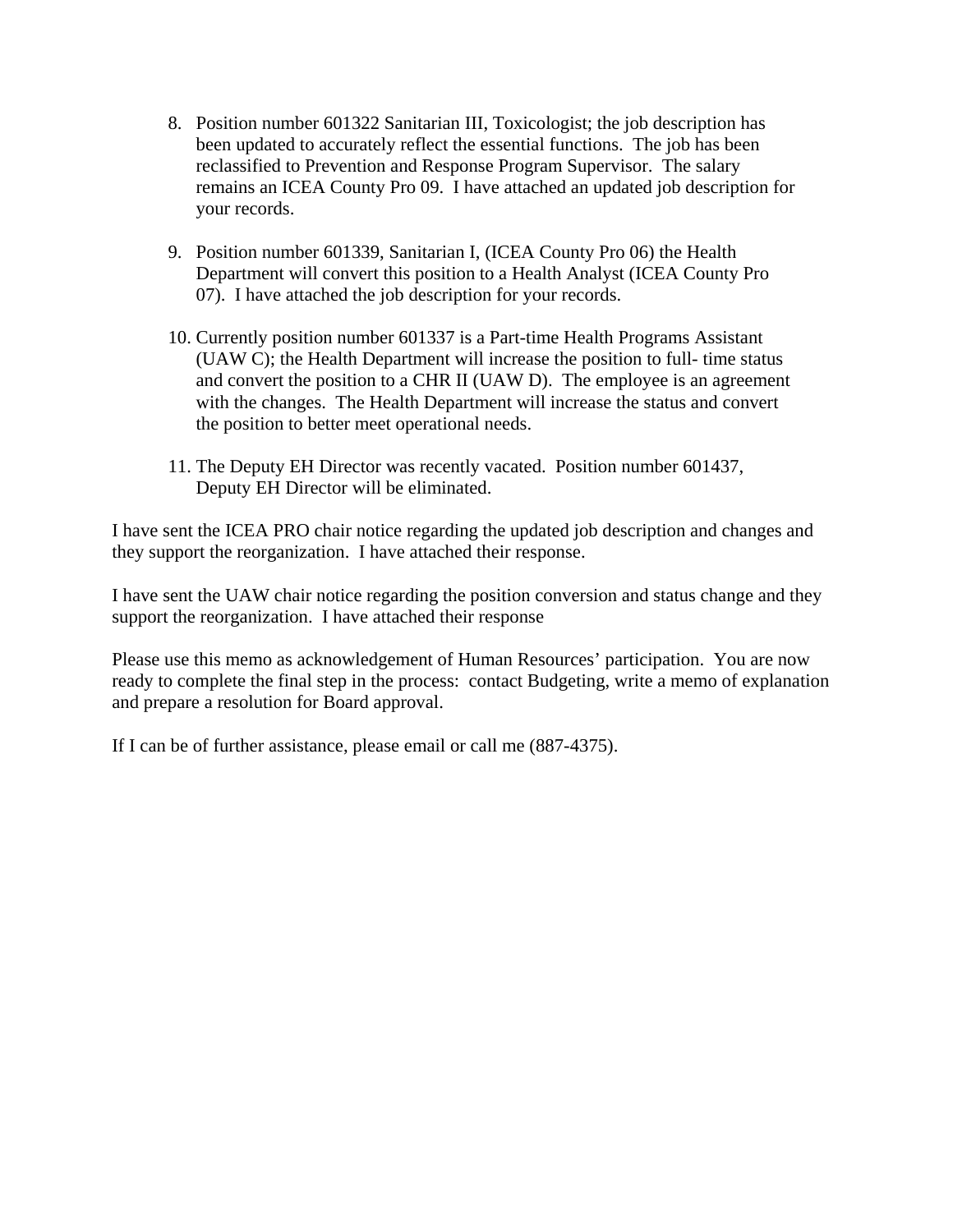8. Position number 601322 Sanitarian III, Toxicologist; the job description has been updated to accurately reflect the essential functions. The job has been reclassified to Prevention and Response Program Supervisor. The salary remains an ICEA County Pro 09. I have attached an updated job description for your records.

9. Position number 601339, Sanitarian I, (ICEA County Pro 06) the Health Department will convert this position to a Health Analyst (ICEA County Pro 07). I have attached the job description for your records.

10. Currently position number 601337 is a Part-time Health Programs Assistant (UAW C); the Health Department will increase the position to full- time status and convert the position to a CHR II (UAW D). The employee is an agreement with the changes. The Health Department will increase the status and convert the position to better meet operational needs.

11. The Deputy EH Director was recently vacated. Position number 601437, Deputy EH Director will be eliminated.

I have sent the ICEA PRO chair notice regarding the updated job description and changes and they support the reorganization. I have attached their response.

I have sent the UAW chair notice regarding the position conversion and status change and they support the reorganization. I have attached their response

Please use this memo as acknowledgement of Human Resources' participation. You are now ready to complete the final step in the process: contact Budgeting, write a memo of explanation and prepare a resolution for Board approval.

If I can be of further assistance, please email or call me (887-4375).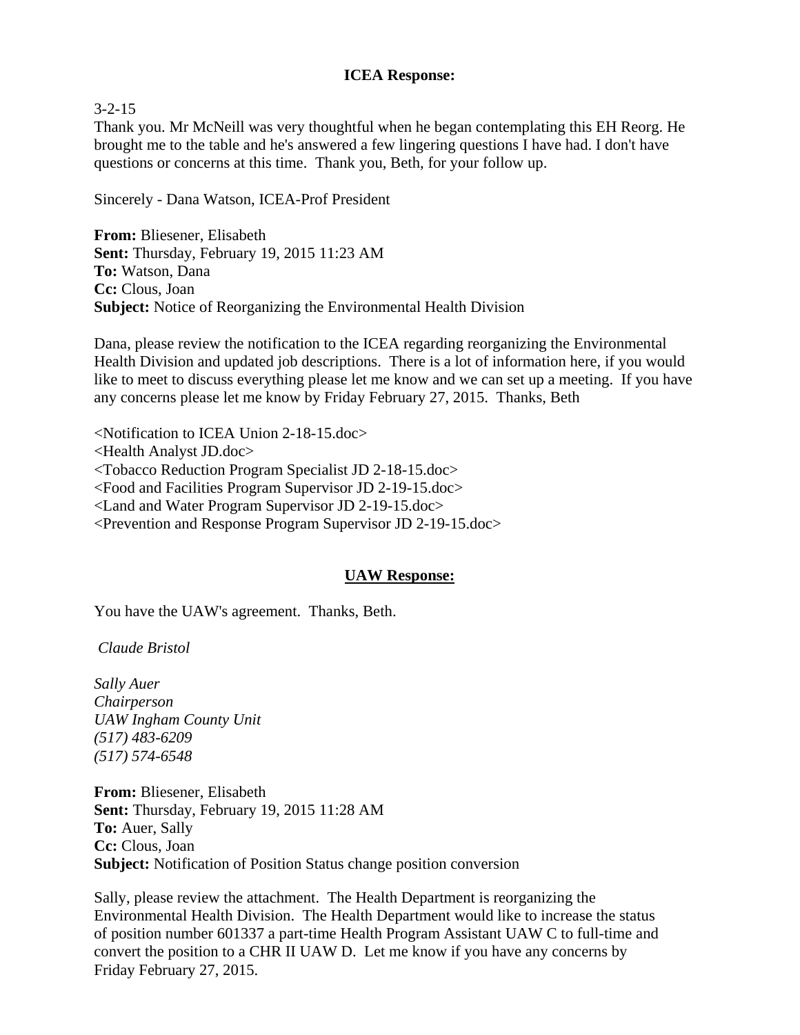**ICEA Response:**

3-2-15
Thank you. Mr McNeill was very thoughtful when he began contemplating this EH Reorg. He brought me to the table and he's answered a few lingering questions I have had. I don't have questions or concerns at this time. Thank you, Beth, for your follow up.

Sincerely - Dana Watson, ICEA-Prof President

**From:** Bliesener, Elisabeth
**Sent:** Thursday, February 19, 2015 11:23 AM
**To:** Watson, Dana
**Cc:** Clous, Joan
**Subject:** Notice of Reorganizing the Environmental Health Division

Dana, please review the notification to the ICEA regarding reorganizing the Environmental Health Division and updated job descriptions. There is a lot of information here, if you would like to meet to discuss everything please let me know and we can set up a meeting. If you have any concerns please let me know by Friday February 27, 2015. Thanks, Beth

<Notification to ICEA Union 2-18-15.doc>
<Health Analyst JD.doc>
<Tobacco Reduction Program Specialist JD 2-18-15.doc>
<Food and Facilities Program Supervisor JD 2-19-15.doc>
<Land and Water Program Supervisor JD 2-19-15.doc>
<Prevention and Response Program Supervisor JD 2-19-15.doc>

**UAW Response:**

You have the UAW's agreement. Thanks, Beth.

*Claude Bristol*

*Sally Auer*
*Chairperson*
*UAW Ingham County Unit*
*(517) 483-6209*
*(517) 574-6548*

**From:** Bliesener, Elisabeth
**Sent:** Thursday, February 19, 2015 11:28 AM
**To:** Auer, Sally
**Cc:** Clous, Joan
**Subject:** Notification of Position Status change position conversion

Sally, please review the attachment. The Health Department is reorganizing the Environmental Health Division. The Health Department would like to increase the status of position number 601337 a part-time Health Program Assistant UAW C to full-time and convert the position to a CHR II UAW D. Let me know if you have any concerns by Friday February 27, 2015.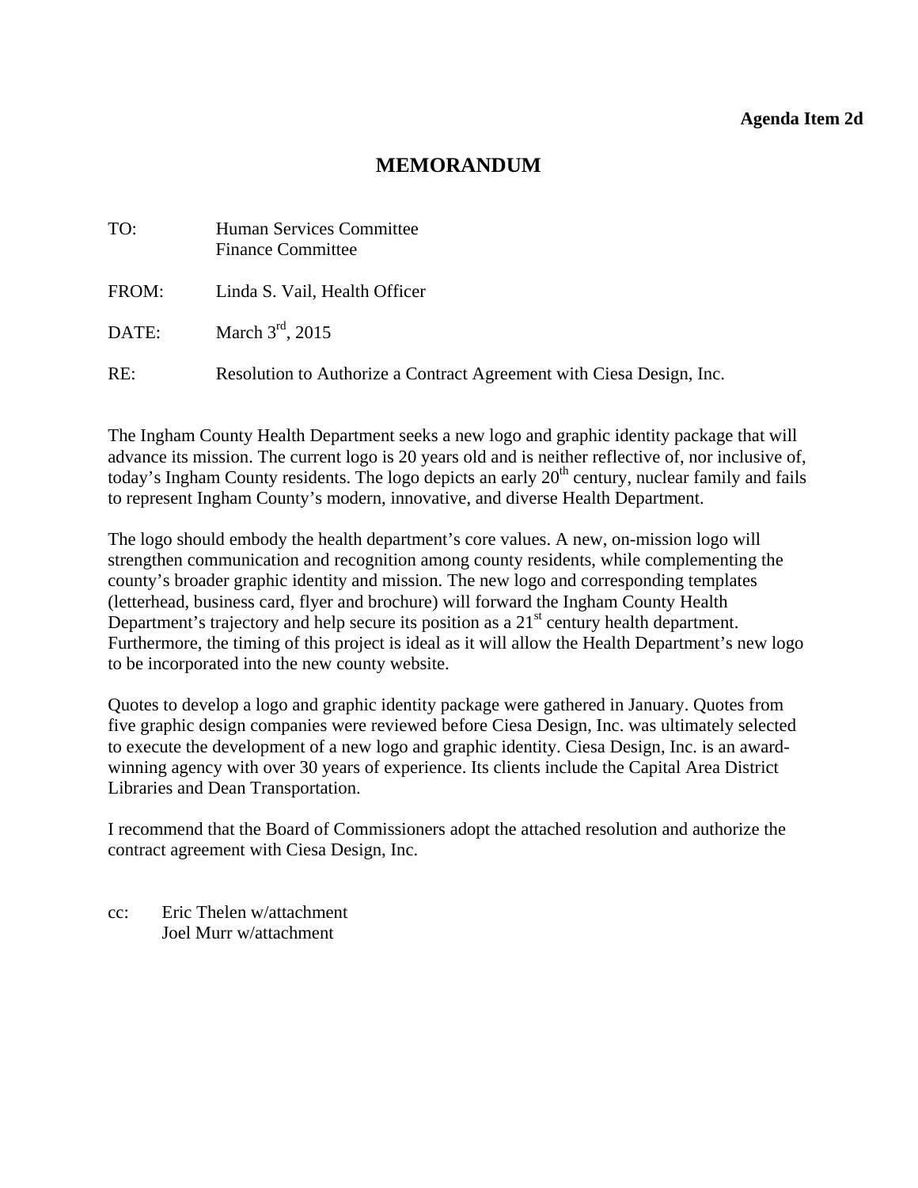**Agenda Item 2d**

# MEMORANDUM

TO: Human Services Committee
Finance Committee

FROM: Linda S. Vail, Health Officer

DATE: March 3rd, 2015

RE: Resolution to Authorize a Contract Agreement with Ciesa Design, Inc.

The Ingham County Health Department seeks a new logo and graphic identity package that will advance its mission. The current logo is 20 years old and is neither reflective of, nor inclusive of, today's Ingham County residents. The logo depicts an early 20th century, nuclear family and fails to represent Ingham County's modern, innovative, and diverse Health Department.

The logo should embody the health department's core values. A new, on-mission logo will strengthen communication and recognition among county residents, while complementing the county's broader graphic identity and mission. The new logo and corresponding templates (letterhead, business card, flyer and brochure) will forward the Ingham County Health Department's trajectory and help secure its position as a 21st century health department. Furthermore, the timing of this project is ideal as it will allow the Health Department's new logo to be incorporated into the new county website.

Quotes to develop a logo and graphic identity package were gathered in January. Quotes from five graphic design companies were reviewed before Ciesa Design, Inc. was ultimately selected to execute the development of a new logo and graphic identity. Ciesa Design, Inc. is an award-winning agency with over 30 years of experience. Its clients include the Capital Area District Libraries and Dean Transportation.

I recommend that the Board of Commissioners adopt the attached resolution and authorize the contract agreement with Ciesa Design, Inc.

cc: Eric Thelen w/attachment
Joel Murr w/attachment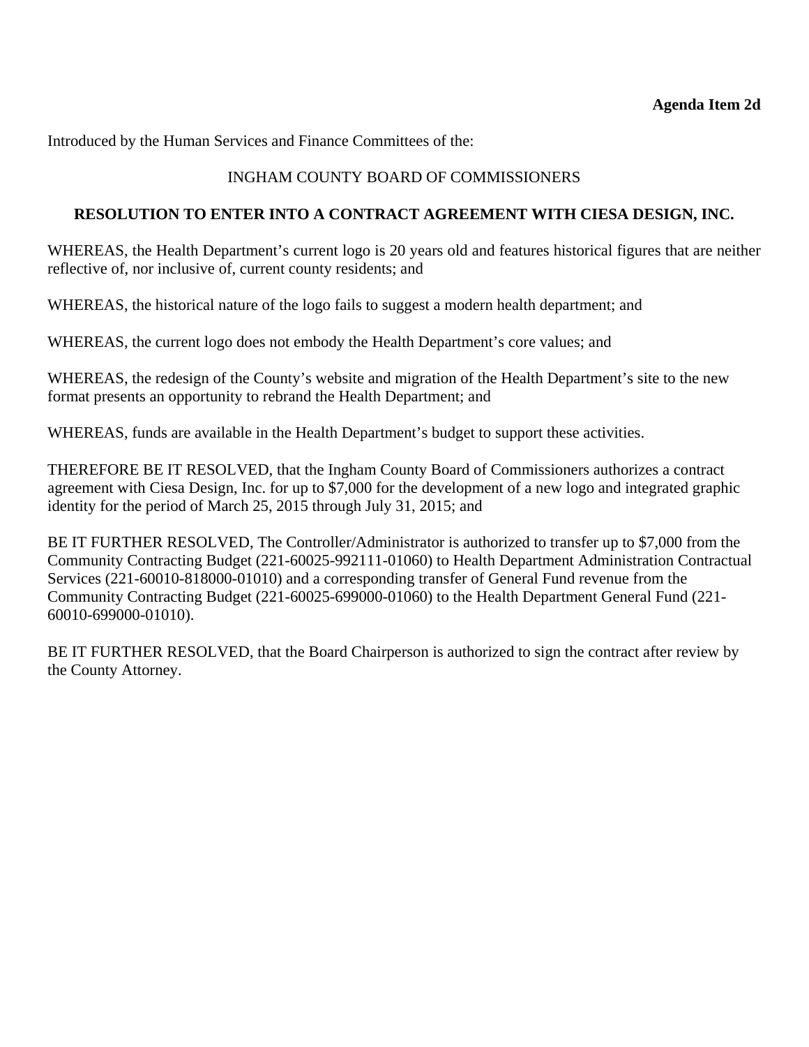**Agenda Item 2d**

Introduced by the Human Services and Finance Committees of the:

INGHAM COUNTY BOARD OF COMMISSIONERS

**RESOLUTION TO ENTER INTO A CONTRACT AGREEMENT WITH CIESA DESIGN, INC.**

WHEREAS, the Health Department's current logo is 20 years old and features historical figures that are neither reflective of, nor inclusive of, current county residents; and

WHEREAS, the historical nature of the logo fails to suggest a modern health department; and

WHEREAS, the current logo does not embody the Health Department's core values; and

WHEREAS, the redesign of the County's website and migration of the Health Department's site to the new format presents an opportunity to rebrand the Health Department; and

WHEREAS, funds are available in the Health Department's budget to support these activities.

THEREFORE BE IT RESOLVED, that the Ingham County Board of Commissioners authorizes a contract agreement with Ciesa Design, Inc. for up to $7,000 for the development of a new logo and integrated graphic identity for the period of March 25, 2015 through July 31, 2015; and

BE IT FURTHER RESOLVED, The Controller/Administrator is authorized to transfer up to $7,000 from the Community Contracting Budget (221-60025-992111-01060) to Health Department Administration Contractual Services (221-60010-818000-01010) and a corresponding transfer of General Fund revenue from the Community Contracting Budget (221-60025-699000-01060) to the Health Department General Fund (221-60010-699000-01010).

BE IT FURTHER RESOLVED, that the Board Chairperson is authorized to sign the contract after review by the County Attorney.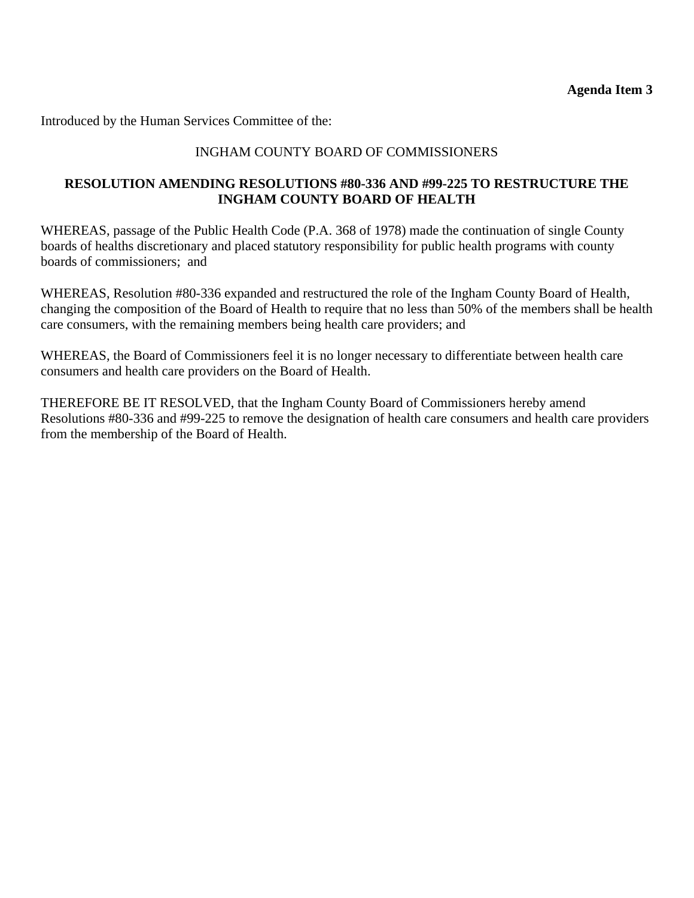**Agenda Item 3**

Introduced by the Human Services Committee of the:

INGHAM COUNTY BOARD OF COMMISSIONERS

**RESOLUTION AMENDING RESOLUTIONS #80-336 AND #99-225 TO RESTRUCTURE THE INGHAM COUNTY BOARD OF HEALTH**

WHEREAS, passage of the Public Health Code (P.A. 368 of 1978) made the continuation of single County boards of healths discretionary and placed statutory responsibility for public health programs with county boards of commissioners; and

WHEREAS, Resolution #80-336 expanded and restructured the role of the Ingham County Board of Health, changing the composition of the Board of Health to require that no less than 50% of the members shall be health care consumers, with the remaining members being health care providers; and

WHEREAS, the Board of Commissioners feel it is no longer necessary to differentiate between health care consumers and health care providers on the Board of Health.

THEREFORE BE IT RESOLVED, that the Ingham County Board of Commissioners hereby amend Resolutions #80-336 and #99-225 to remove the designation of health care consumers and health care providers from the membership of the Board of Health.